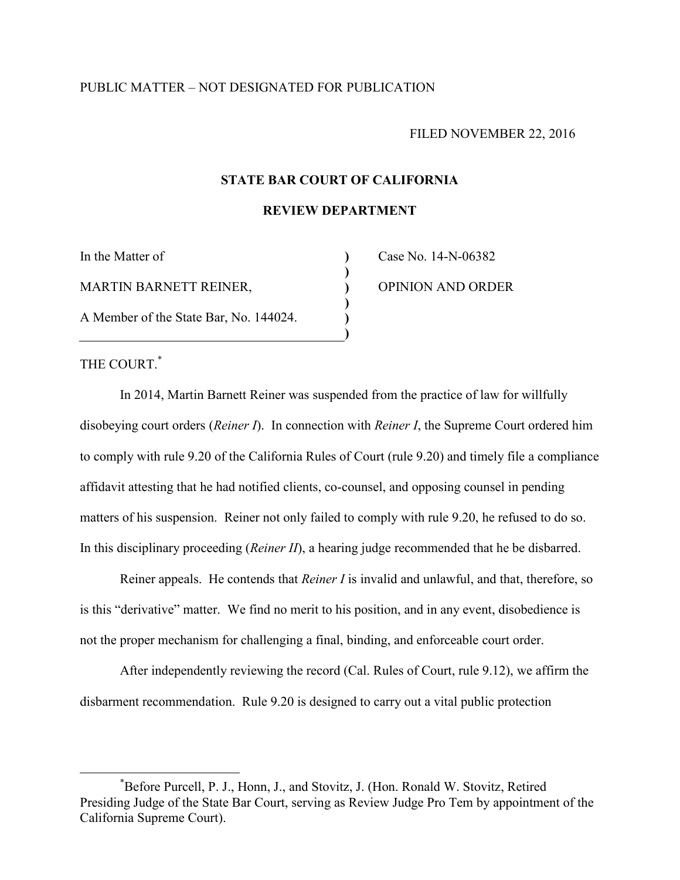PUBLIC MATTER – NOT DESIGNATED FOR PUBLICATION

FILED NOVEMBER 22, 2016

**STATE BAR COURT OF CALIFORNIA**

**REVIEW DEPARTMENT**

| | |
|---|---|
| In the Matter of | Case No. 14-N-06382 |
| MARTIN BARNETT REINER, | OPINION AND ORDER |
| A Member of the State Bar, No. 144024. | |

THE COURT.[*]

In 2014, Martin Barnett Reiner was suspended from the practice of law for willfully disobeying court orders (*Reiner I*). In connection with *Reiner I*, the Supreme Court ordered him to comply with rule 9.20 of the California Rules of Court (rule 9.20) and timely file a compliance affidavit attesting that he had notified clients, co-counsel, and opposing counsel in pending matters of his suspension. Reiner not only failed to comply with rule 9.20, he refused to do so. In this disciplinary proceeding (*Reiner II*), a hearing judge recommended that he be disbarred.

Reiner appeals. He contends that *Reiner I* is invalid and unlawful, and that, therefore, so is this "derivative" matter. We find no merit to his position, and in any event, disobedience is not the proper mechanism for challenging a final, binding, and enforceable court order.

After independently reviewing the record (Cal. Rules of Court, rule 9.12), we affirm the disbarment recommendation. Rule 9.20 is designed to carry out a vital public protection

[*]Before Purcell, P. J., Honn, J., and Stovitz, J. (Hon. Ronald W. Stovitz, Retired Presiding Judge of the State Bar Court, serving as Review Judge Pro Tem by appointment of the California Supreme Court).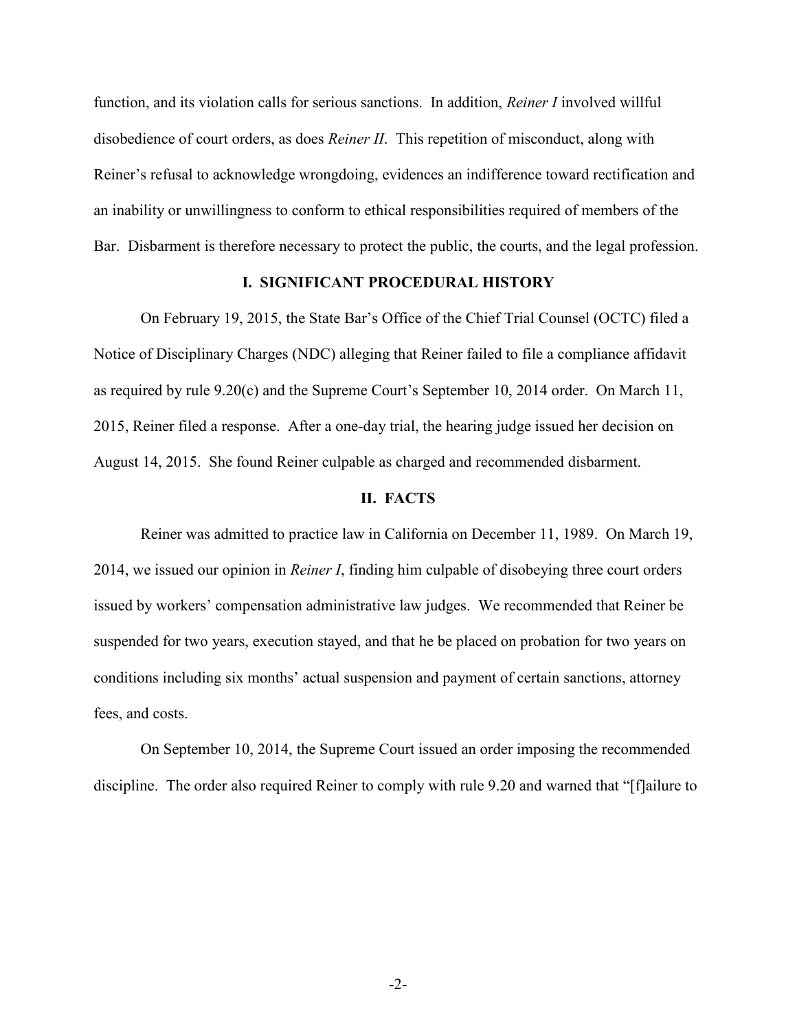function, and its violation calls for serious sanctions. In addition, *Reiner I* involved willful disobedience of court orders, as does *Reiner II*. This repetition of misconduct, along with Reiner's refusal to acknowledge wrongdoing, evidences an indifference toward rectification and an inability or unwillingness to conform to ethical responsibilities required of members of the Bar. Disbarment is therefore necessary to protect the public, the courts, and the legal profession.

## I. SIGNIFICANT PROCEDURAL HISTORY

On February 19, 2015, the State Bar's Office of the Chief Trial Counsel (OCTC) filed a Notice of Disciplinary Charges (NDC) alleging that Reiner failed to file a compliance affidavit as required by rule 9.20(c) and the Supreme Court's September 10, 2014 order. On March 11, 2015, Reiner filed a response. After a one-day trial, the hearing judge issued her decision on August 14, 2015. She found Reiner culpable as charged and recommended disbarment.

## II. FACTS

Reiner was admitted to practice law in California on December 11, 1989. On March 19, 2014, we issued our opinion in *Reiner I*, finding him culpable of disobeying three court orders issued by workers' compensation administrative law judges. We recommended that Reiner be suspended for two years, execution stayed, and that he be placed on probation for two years on conditions including six months' actual suspension and payment of certain sanctions, attorney fees, and costs.

On September 10, 2014, the Supreme Court issued an order imposing the recommended discipline. The order also required Reiner to comply with rule 9.20 and warned that "[f]ailure to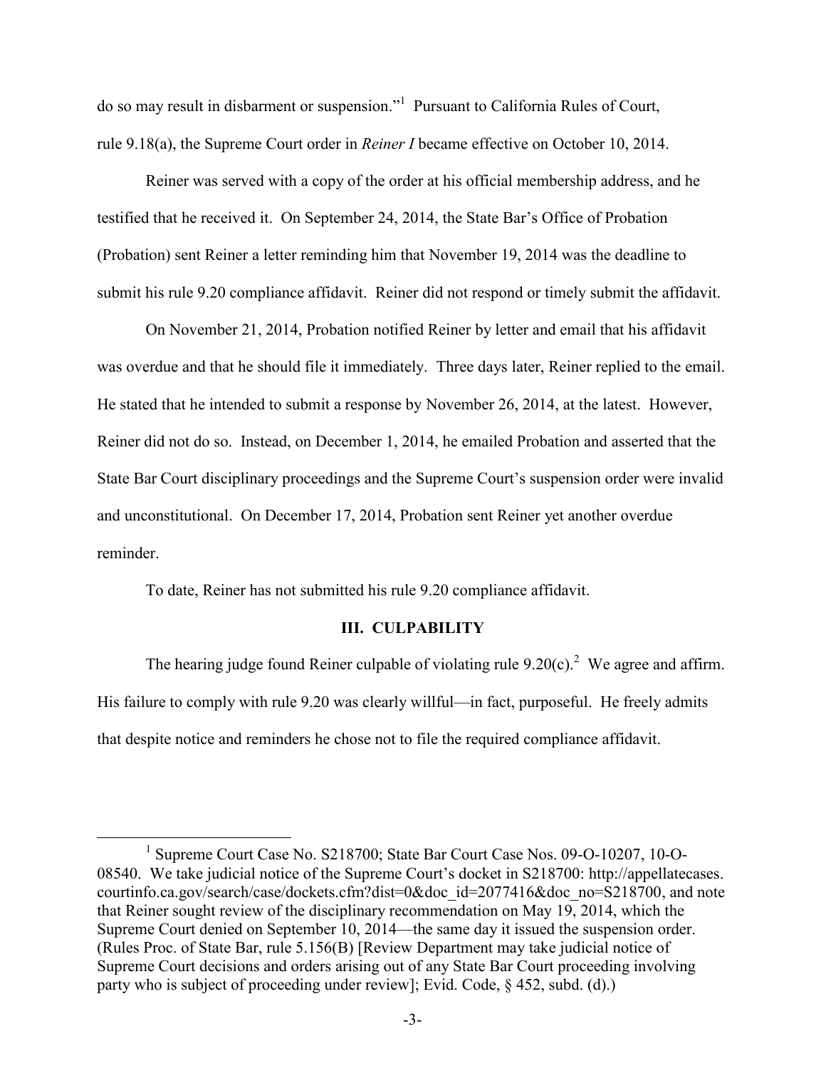do so may result in disbarment or suspension."[1] Pursuant to California Rules of Court, rule 9.18(a), the Supreme Court order in *Reiner I* became effective on October 10, 2014.

Reiner was served with a copy of the order at his official membership address, and he testified that he received it. On September 24, 2014, the State Bar's Office of Probation (Probation) sent Reiner a letter reminding him that November 19, 2014 was the deadline to submit his rule 9.20 compliance affidavit. Reiner did not respond or timely submit the affidavit.

On November 21, 2014, Probation notified Reiner by letter and email that his affidavit was overdue and that he should file it immediately. Three days later, Reiner replied to the email. He stated that he intended to submit a response by November 26, 2014, at the latest. However, Reiner did not do so. Instead, on December 1, 2014, he emailed Probation and asserted that the State Bar Court disciplinary proceedings and the Supreme Court's suspension order were invalid and unconstitutional. On December 17, 2014, Probation sent Reiner yet another overdue reminder.

To date, Reiner has not submitted his rule 9.20 compliance affidavit.

### III. CULPABILITY

The hearing judge found Reiner culpable of violating rule 9.20(c).[2] We agree and affirm. His failure to comply with rule 9.20 was clearly willful—in fact, purposeful. He freely admits that despite notice and reminders he chose not to file the required compliance affidavit.

---

[1] Supreme Court Case No. S218700; State Bar Court Case Nos. 09-O-10207, 10-O-08540. We take judicial notice of the Supreme Court's docket in S218700: http://appellatecases.courtinfo.ca.gov/search/case/dockets.cfm?dist=0&doc_id=2077416&doc_no=S218700, and note that Reiner sought review of the disciplinary recommendation on May 19, 2014, which the Supreme Court denied on September 10, 2014—the same day it issued the suspension order. (Rules Proc. of State Bar, rule 5.156(B) [Review Department may take judicial notice of Supreme Court decisions and orders arising out of any State Bar Court proceeding involving party who is subject of proceeding under review]; Evid. Code, § 452, subd. (d).)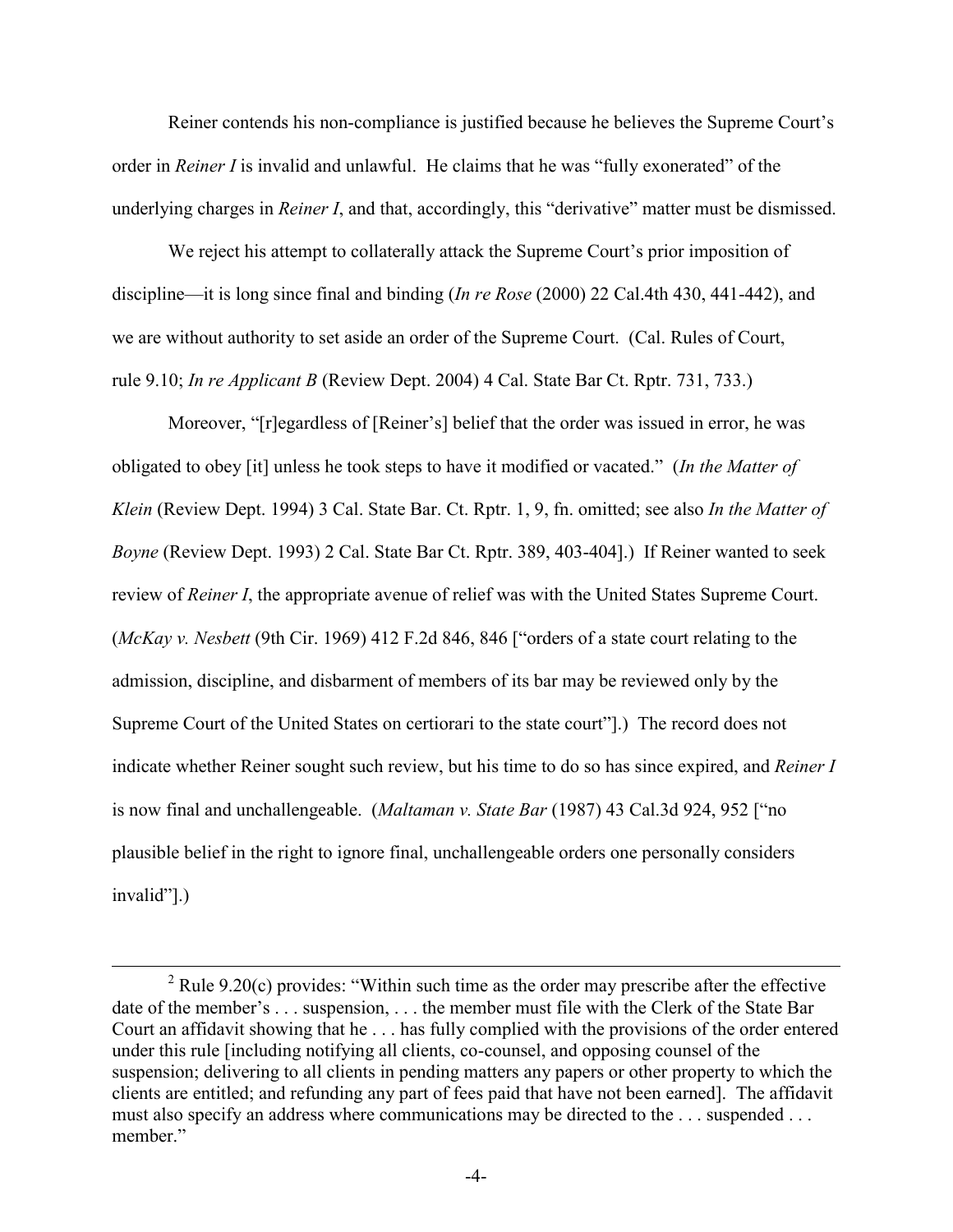Reiner contends his non-compliance is justified because he believes the Supreme Court's order in *Reiner I* is invalid and unlawful. He claims that he was "fully exonerated" of the underlying charges in *Reiner I*, and that, accordingly, this "derivative" matter must be dismissed.

We reject his attempt to collaterally attack the Supreme Court's prior imposition of discipline—it is long since final and binding (*In re Rose* (2000) 22 Cal.4th 430, 441-442), and we are without authority to set aside an order of the Supreme Court. (Cal. Rules of Court, rule 9.10; *In re Applicant B* (Review Dept. 2004) 4 Cal. State Bar Ct. Rptr. 731, 733.)

Moreover, "[r]egardless of [Reiner's] belief that the order was issued in error, he was obligated to obey [it] unless he took steps to have it modified or vacated." (*In the Matter of Klein* (Review Dept. 1994) 3 Cal. State Bar. Ct. Rptr. 1, 9, fn. omitted; see also *In the Matter of Boyne* (Review Dept. 1993) 2 Cal. State Bar Ct. Rptr. 389, 403-404].) If Reiner wanted to seek review of *Reiner I*, the appropriate avenue of relief was with the United States Supreme Court. (*McKay v. Nesbett* (9th Cir. 1969) 412 F.2d 846, 846 ["orders of a state court relating to the admission, discipline, and disbarment of members of its bar may be reviewed only by the Supreme Court of the United States on certiorari to the state court"].) The record does not indicate whether Reiner sought such review, but his time to do so has since expired, and *Reiner I* is now final and unchallengeable. (*Maltaman v. State Bar* (1987) 43 Cal.3d 924, 952 ["no plausible belief in the right to ignore final, unchallengeable orders one personally considers invalid"].)

---

[2] Rule 9.20(c) provides: "Within such time as the order may prescribe after the effective date of the member's . . . suspension, . . . the member must file with the Clerk of the State Bar Court an affidavit showing that he . . . has fully complied with the provisions of the order entered under this rule [including notifying all clients, co-counsel, and opposing counsel of the suspension; delivering to all clients in pending matters any papers or other property to which the clients are entitled; and refunding any part of fees paid that have not been earned]. The affidavit must also specify an address where communications may be directed to the . . . suspended . . . member."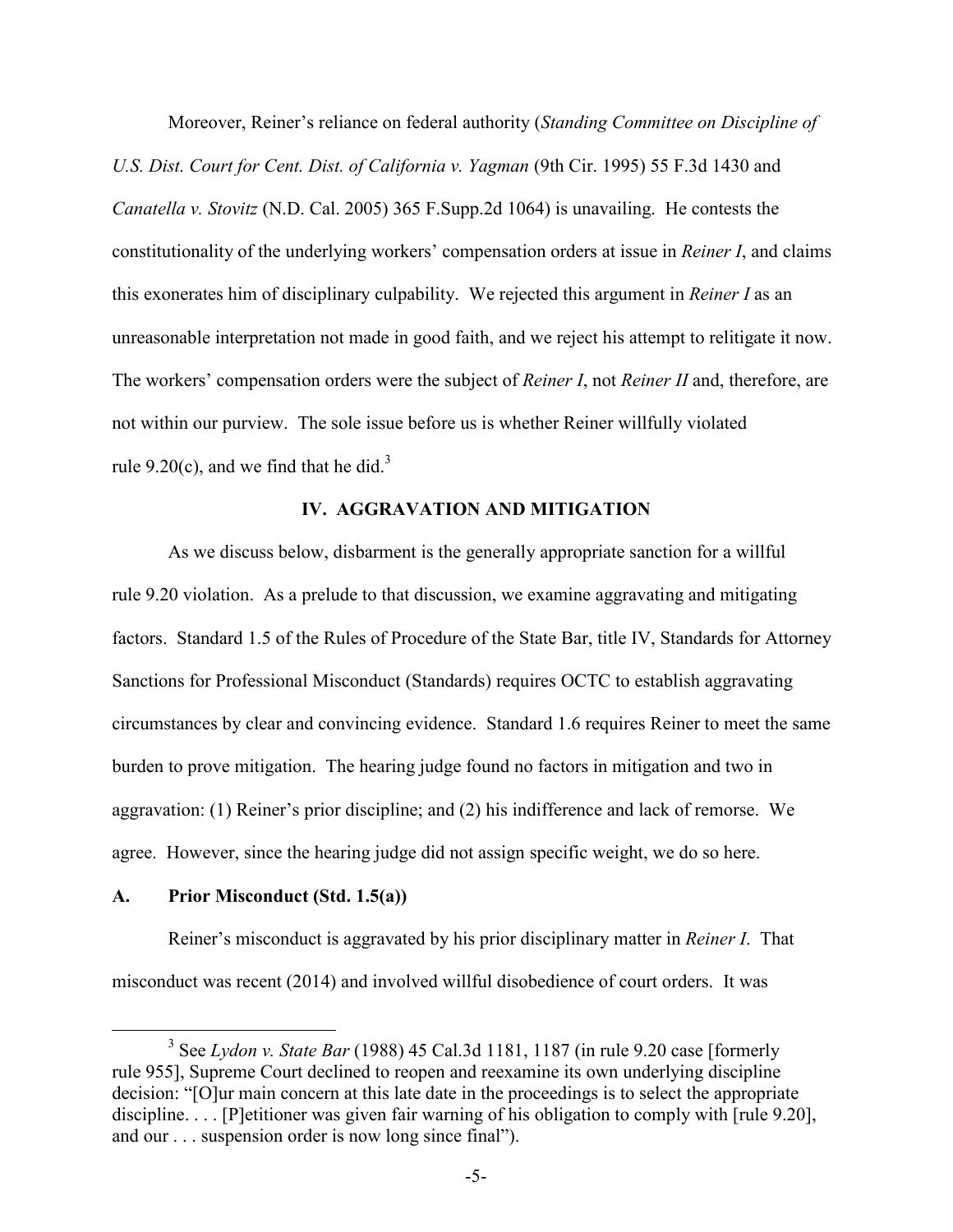Moreover, Reiner's reliance on federal authority (*Standing Committee on Discipline of U.S. Dist. Court for Cent. Dist. of California v. Yagman* (9th Cir. 1995) 55 F.3d 1430 and *Canatella v. Stovitz* (N.D. Cal. 2005) 365 F.Supp.2d 1064) is unavailing. He contests the constitutionality of the underlying workers' compensation orders at issue in *Reiner I*, and claims this exonerates him of disciplinary culpability. We rejected this argument in *Reiner I* as an unreasonable interpretation not made in good faith, and we reject his attempt to relitigate it now. The workers' compensation orders were the subject of *Reiner I*, not *Reiner II* and, therefore, are not within our purview. The sole issue before us is whether Reiner willfully violated rule 9.20(c), and we find that he did.[3]

## IV. AGGRAVATION AND MITIGATION

As we discuss below, disbarment is the generally appropriate sanction for a willful rule 9.20 violation. As a prelude to that discussion, we examine aggravating and mitigating factors. Standard 1.5 of the Rules of Procedure of the State Bar, title IV, Standards for Attorney Sanctions for Professional Misconduct (Standards) requires OCTC to establish aggravating circumstances by clear and convincing evidence. Standard 1.6 requires Reiner to meet the same burden to prove mitigation. The hearing judge found no factors in mitigation and two in aggravation: (1) Reiner's prior discipline; and (2) his indifference and lack of remorse. We agree. However, since the hearing judge did not assign specific weight, we do so here.

### A. Prior Misconduct (Std. 1.5(a))

Reiner's misconduct is aggravated by his prior disciplinary matter in *Reiner I*. That misconduct was recent (2014) and involved willful disobedience of court orders. It was

---

[3] See *Lydon v. State Bar* (1988) 45 Cal.3d 1181, 1187 (in rule 9.20 case [formerly rule 955], Supreme Court declined to reopen and reexamine its own underlying discipline decision: "[O]ur main concern at this late date in the proceedings is to select the appropriate discipline. . . . [P]etitioner was given fair warning of his obligation to comply with [rule 9.20], and our . . . suspension order is now long since final").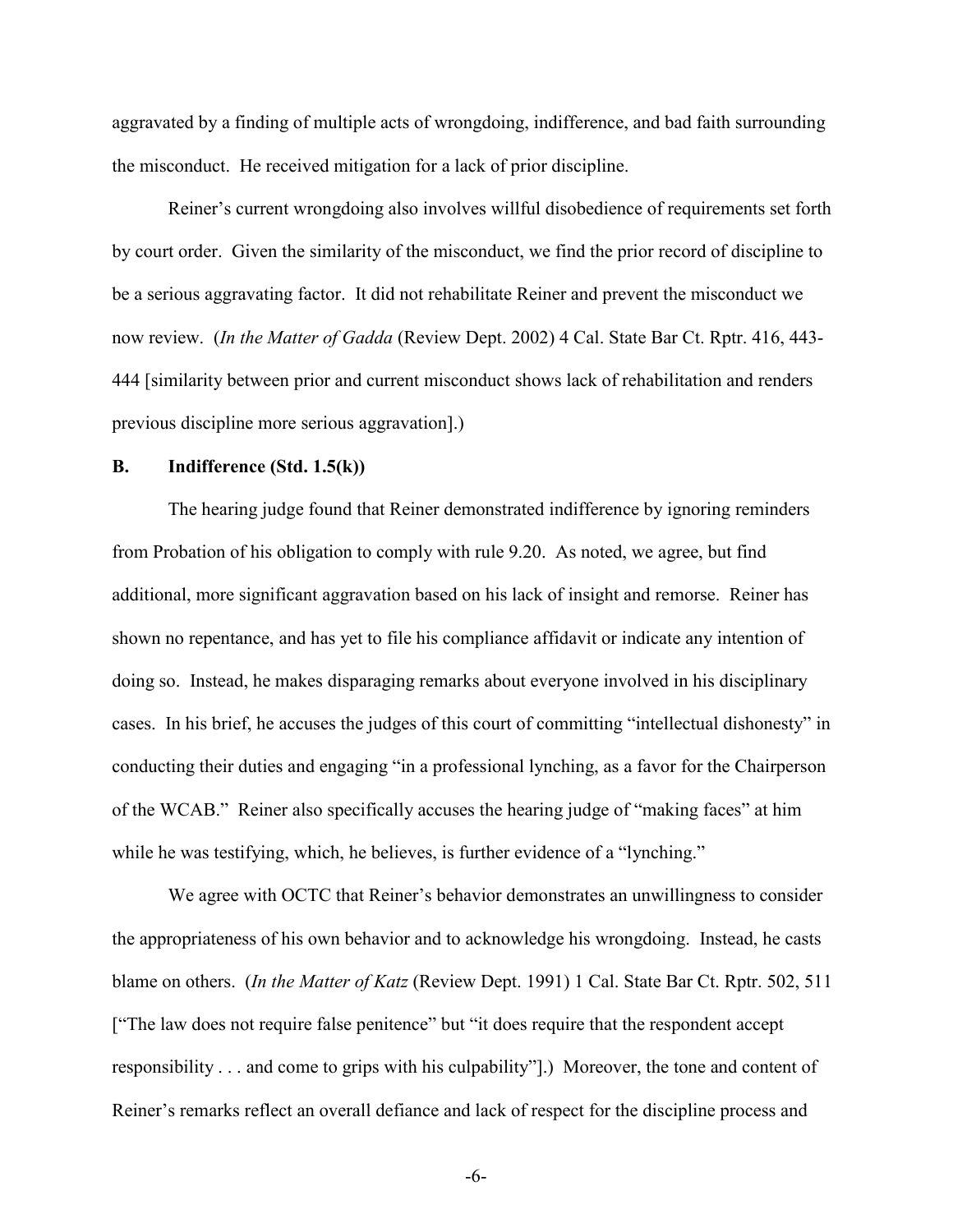aggravated by a finding of multiple acts of wrongdoing, indifference, and bad faith surrounding the misconduct. He received mitigation for a lack of prior discipline.

Reiner's current wrongdoing also involves willful disobedience of requirements set forth by court order. Given the similarity of the misconduct, we find the prior record of discipline to be a serious aggravating factor. It did not rehabilitate Reiner and prevent the misconduct we now review. (*In the Matter of Gadda* (Review Dept. 2002) 4 Cal. State Bar Ct. Rptr. 416, 443-444 [similarity between prior and current misconduct shows lack of rehabilitation and renders previous discipline more serious aggravation].)

### B. Indifference (Std. 1.5(k))

The hearing judge found that Reiner demonstrated indifference by ignoring reminders from Probation of his obligation to comply with rule 9.20. As noted, we agree, but find additional, more significant aggravation based on his lack of insight and remorse. Reiner has shown no repentance, and has yet to file his compliance affidavit or indicate any intention of doing so. Instead, he makes disparaging remarks about everyone involved in his disciplinary cases. In his brief, he accuses the judges of this court of committing "intellectual dishonesty" in conducting their duties and engaging "in a professional lynching, as a favor for the Chairperson of the WCAB." Reiner also specifically accuses the hearing judge of "making faces" at him while he was testifying, which, he believes, is further evidence of a "lynching."

We agree with OCTC that Reiner's behavior demonstrates an unwillingness to consider the appropriateness of his own behavior and to acknowledge his wrongdoing. Instead, he casts blame on others. (*In the Matter of Katz* (Review Dept. 1991) 1 Cal. State Bar Ct. Rptr. 502, 511 ["The law does not require false penitence" but "it does require that the respondent accept responsibility . . . and come to grips with his culpability"].) Moreover, the tone and content of Reiner's remarks reflect an overall defiance and lack of respect for the discipline process and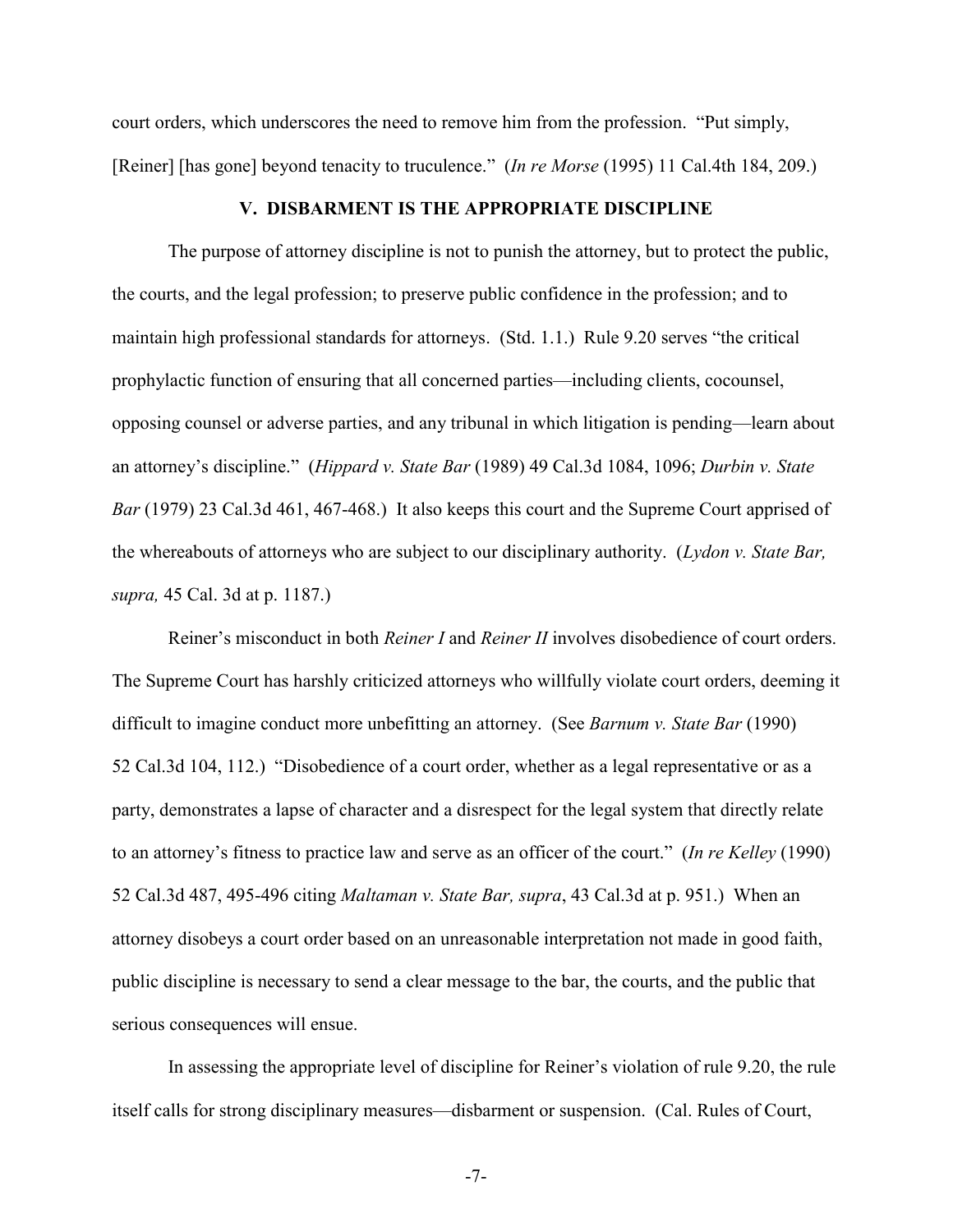court orders, which underscores the need to remove him from the profession. "Put simply, [Reiner] [has gone] beyond tenacity to truculence." (*In re Morse* (1995) 11 Cal.4th 184, 209.)

## V. DISBARMENT IS THE APPROPRIATE DISCIPLINE

The purpose of attorney discipline is not to punish the attorney, but to protect the public, the courts, and the legal profession; to preserve public confidence in the profession; and to maintain high professional standards for attorneys. (Std. 1.1.) Rule 9.20 serves "the critical prophylactic function of ensuring that all concerned parties—including clients, cocounsel, opposing counsel or adverse parties, and any tribunal in which litigation is pending—learn about an attorney's discipline." (*Hippard v. State Bar* (1989) 49 Cal.3d 1084, 1096; *Durbin v. State Bar* (1979) 23 Cal.3d 461, 467-468.) It also keeps this court and the Supreme Court apprised of the whereabouts of attorneys who are subject to our disciplinary authority. (*Lydon v. State Bar, supra,* 45 Cal. 3d at p. 1187.)

Reiner's misconduct in both *Reiner I* and *Reiner II* involves disobedience of court orders. The Supreme Court has harshly criticized attorneys who willfully violate court orders, deeming it difficult to imagine conduct more unbefitting an attorney. (See *Barnum v. State Bar* (1990) 52 Cal.3d 104, 112.) "Disobedience of a court order, whether as a legal representative or as a party, demonstrates a lapse of character and a disrespect for the legal system that directly relate to an attorney's fitness to practice law and serve as an officer of the court." (*In re Kelley* (1990) 52 Cal.3d 487, 495-496 citing *Maltaman v. State Bar, supra*, 43 Cal.3d at p. 951.) When an attorney disobeys a court order based on an unreasonable interpretation not made in good faith, public discipline is necessary to send a clear message to the bar, the courts, and the public that serious consequences will ensue.

In assessing the appropriate level of discipline for Reiner's violation of rule 9.20, the rule itself calls for strong disciplinary measures—disbarment or suspension. (Cal. Rules of Court,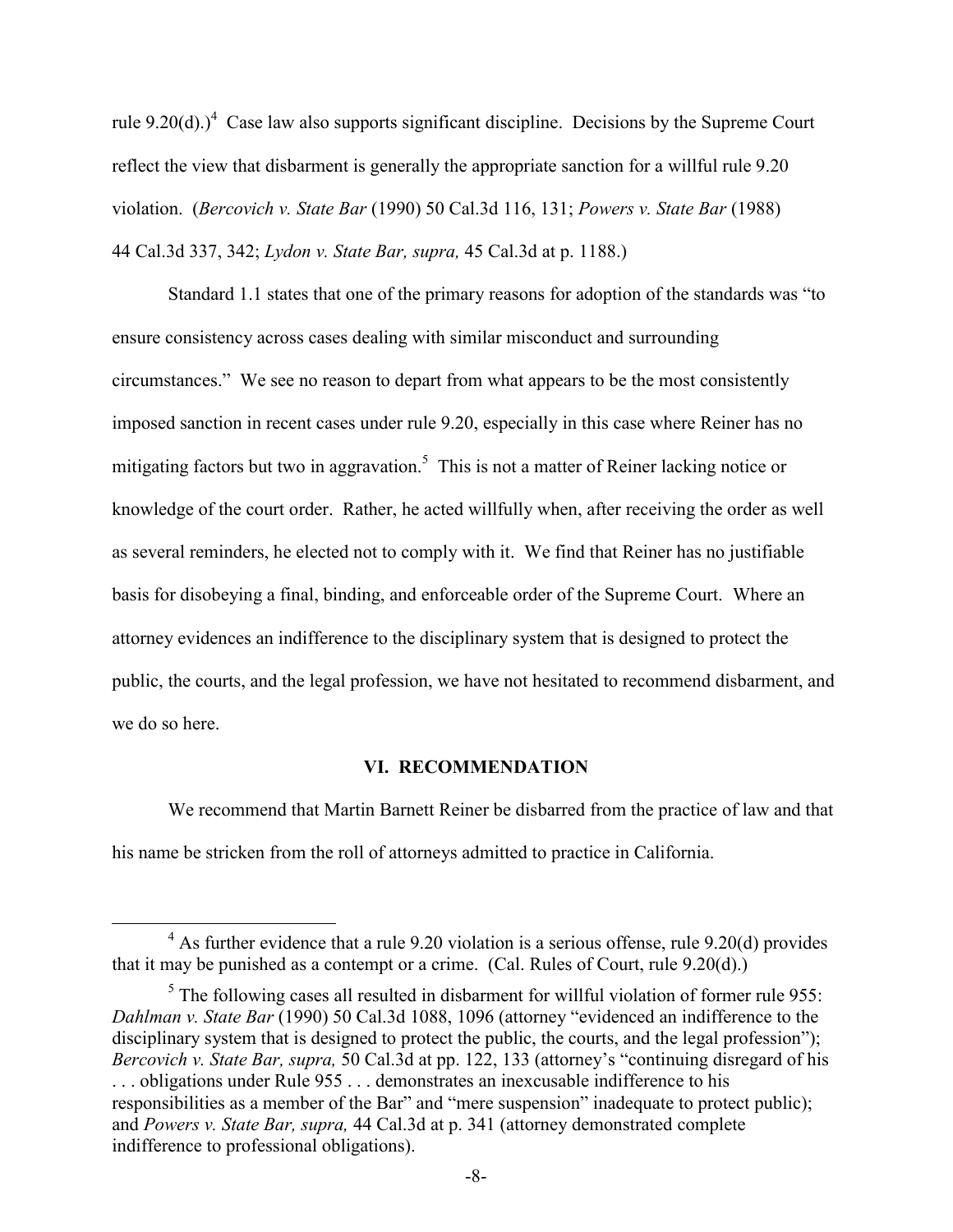rule 9.20(d).)[4] Case law also supports significant discipline. Decisions by the Supreme Court reflect the view that disbarment is generally the appropriate sanction for a willful rule 9.20 violation. (*Bercovich v. State Bar* (1990) 50 Cal.3d 116, 131; *Powers v. State Bar* (1988) 44 Cal.3d 337, 342; *Lydon v. State Bar, supra,* 45 Cal.3d at p. 1188.)

Standard 1.1 states that one of the primary reasons for adoption of the standards was "to ensure consistency across cases dealing with similar misconduct and surrounding circumstances." We see no reason to depart from what appears to be the most consistently imposed sanction in recent cases under rule 9.20, especially in this case where Reiner has no mitigating factors but two in aggravation.[5] This is not a matter of Reiner lacking notice or knowledge of the court order. Rather, he acted willfully when, after receiving the order as well as several reminders, he elected not to comply with it. We find that Reiner has no justifiable basis for disobeying a final, binding, and enforceable order of the Supreme Court. Where an attorney evidences an indifference to the disciplinary system that is designed to protect the public, the courts, and the legal profession, we have not hesitated to recommend disbarment, and we do so here.

## VI. RECOMMENDATION

We recommend that Martin Barnett Reiner be disbarred from the practice of law and that his name be stricken from the roll of attorneys admitted to practice in California.

---

[4] As further evidence that a rule 9.20 violation is a serious offense, rule 9.20(d) provides that it may be punished as a contempt or a crime. (Cal. Rules of Court, rule 9.20(d).)

[5] The following cases all resulted in disbarment for willful violation of former rule 955: *Dahlman v. State Bar* (1990) 50 Cal.3d 1088, 1096 (attorney "evidenced an indifference to the disciplinary system that is designed to protect the public, the courts, and the legal profession"); *Bercovich v. State Bar, supra,* 50 Cal.3d at pp. 122, 133 (attorney's "continuing disregard of his . . . obligations under Rule 955 . . . demonstrates an inexcusable indifference to his responsibilities as a member of the Bar" and "mere suspension" inadequate to protect public); and *Powers v. State Bar, supra,* 44 Cal.3d at p. 341 (attorney demonstrated complete indifference to professional obligations).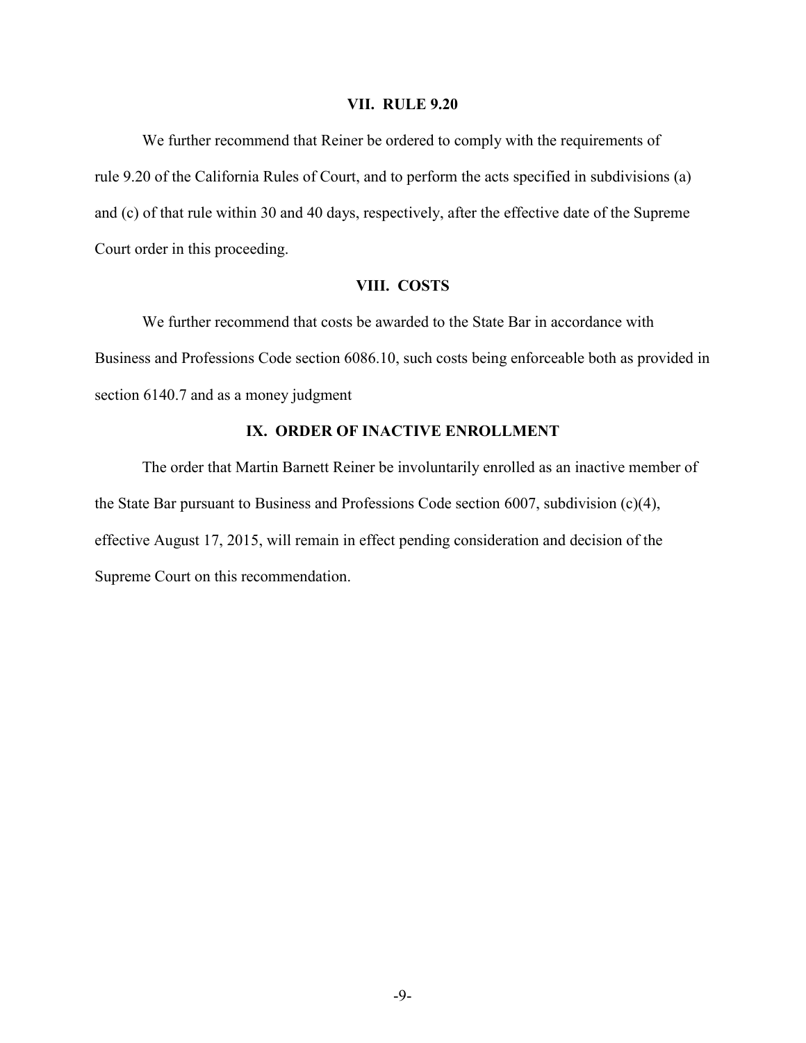## VII. RULE 9.20

We further recommend that Reiner be ordered to comply with the requirements of rule 9.20 of the California Rules of Court, and to perform the acts specified in subdivisions (a) and (c) of that rule within 30 and 40 days, respectively, after the effective date of the Supreme Court order in this proceeding.

## VIII. COSTS

We further recommend that costs be awarded to the State Bar in accordance with Business and Professions Code section 6086.10, such costs being enforceable both as provided in section 6140.7 and as a money judgment

## IX. ORDER OF INACTIVE ENROLLMENT

The order that Martin Barnett Reiner be involuntarily enrolled as an inactive member of the State Bar pursuant to Business and Professions Code section 6007, subdivision (c)(4), effective August 17, 2015, will remain in effect pending consideration and decision of the Supreme Court on this recommendation.